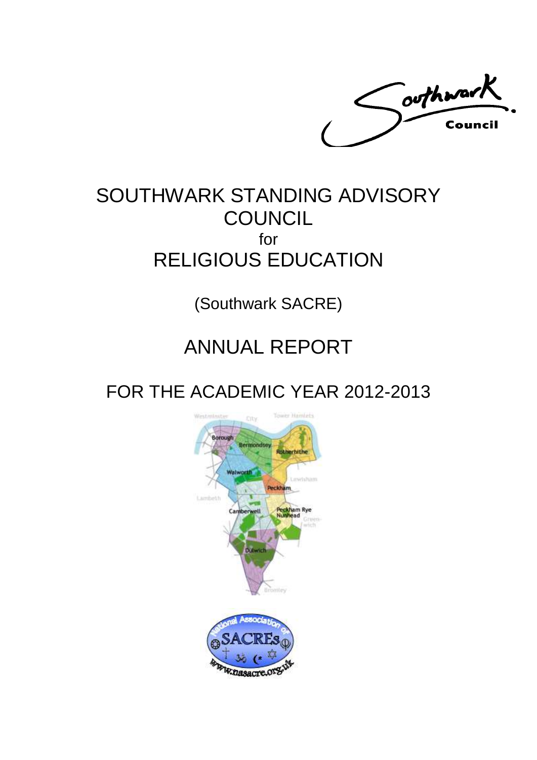Southwark Council

# SOUTHWARK STANDING ADVISORY COUNCIL for RELIGIOUS EDUCATION

(Southwark SACRE)

# ANNUAL REPORT

# FOR THE ACADEMIC YEAR 2012-2013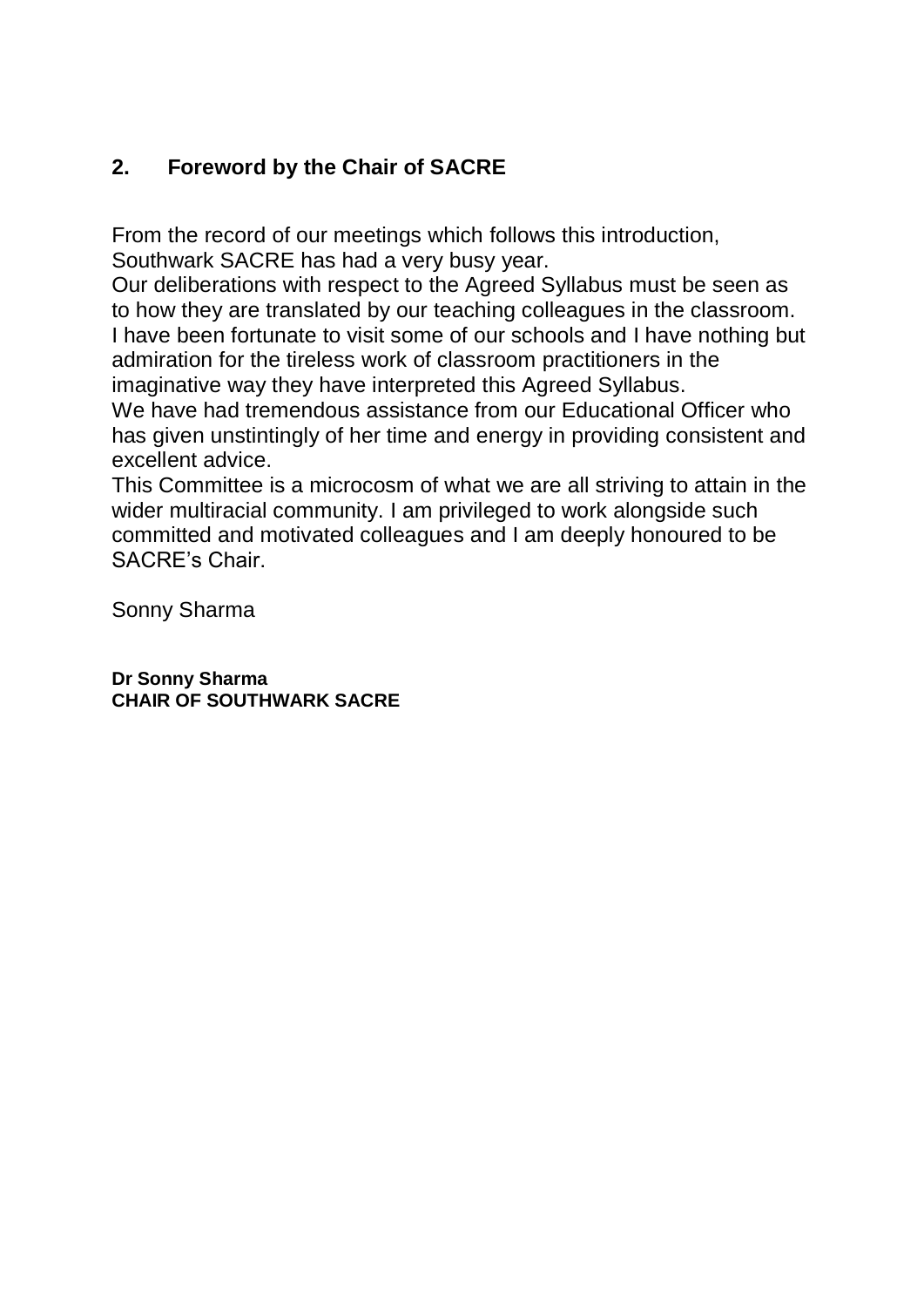## 2. Foreword by the Chair of SACRE

From the record of our meetings which follows this introduction, Southwark SACRE has had a very busy year.

Our deliberations with respect to the Agreed Syllabus must be seen as to how they are translated by our teaching colleagues in the classroom. I have been fortunate to visit some of our schools and I have nothing but admiration for the tireless work of classroom practitioners in the imaginative way they have interpreted this Agreed Syllabus.

We have had tremendous assistance from our Educational Officer who has given unstintingly of her time and energy in providing consistent and excellent advice.

This Committee is a microcosm of what we are all striving to attain in the wider multiracial community. I am privileged to work alongside such committed and motivated colleagues and I am deeply honoured to be SACRE's Chair.

Sonny Sharma

**Dr Sonny Sharma**
**CHAIR OF SOUTHWARK SACRE**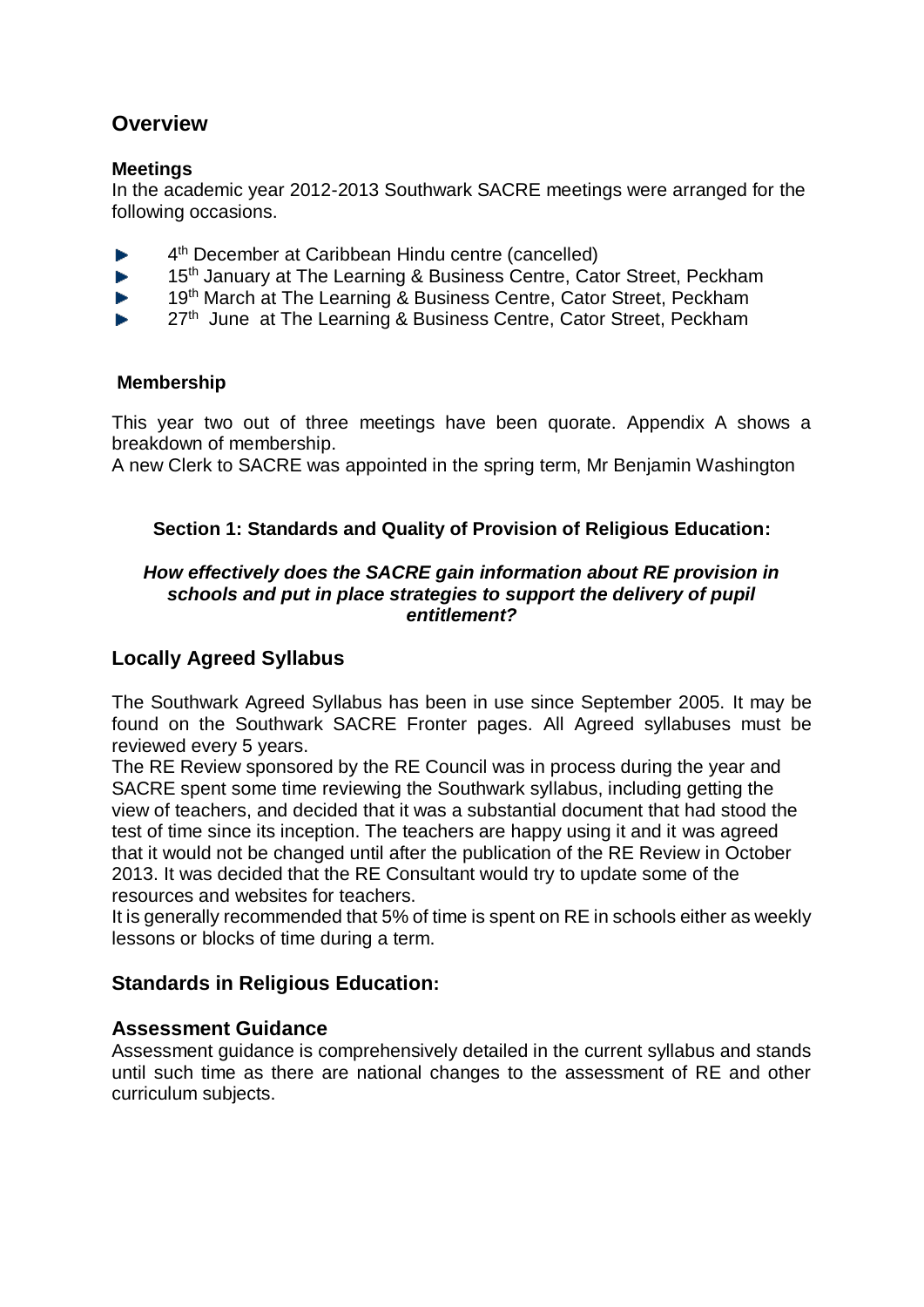## Overview

### Meetings

In the academic year 2012-2013 Southwark SACRE meetings were arranged for the following occasions.

- 4th December at Caribbean Hindu centre (cancelled)
- 15th January at The Learning & Business Centre, Cator Street, Peckham
- 19th March at The Learning & Business Centre, Cator Street, Peckham
- 27th June at The Learning & Business Centre, Cator Street, Peckham

### Membership

This year two out of three meetings have been quorate. Appendix A shows a breakdown of membership.

A new Clerk to SACRE was appointed in the spring term, Mr Benjamin Washington

### Section 1: Standards and Quality of Provision of Religious Education:

***How effectively does the SACRE gain information about RE provision in schools and put in place strategies to support the delivery of pupil entitlement?***

## Locally Agreed Syllabus

The Southwark Agreed Syllabus has been in use since September 2005. It may be found on the Southwark SACRE Fronter pages. All Agreed syllabuses must be reviewed every 5 years.

The RE Review sponsored by the RE Council was in process during the year and SACRE spent some time reviewing the Southwark syllabus, including getting the view of teachers, and decided that it was a substantial document that had stood the test of time since its inception. The teachers are happy using it and it was agreed that it would not be changed until after the publication of the RE Review in October 2013. It was decided that the RE Consultant would try to update some of the resources and websites for teachers.

It is generally recommended that 5% of time is spent on RE in schools either as weekly lessons or blocks of time during a term.

## Standards in Religious Education:

### Assessment Guidance

Assessment guidance is comprehensively detailed in the current syllabus and stands until such time as there are national changes to the assessment of RE and other curriculum subjects.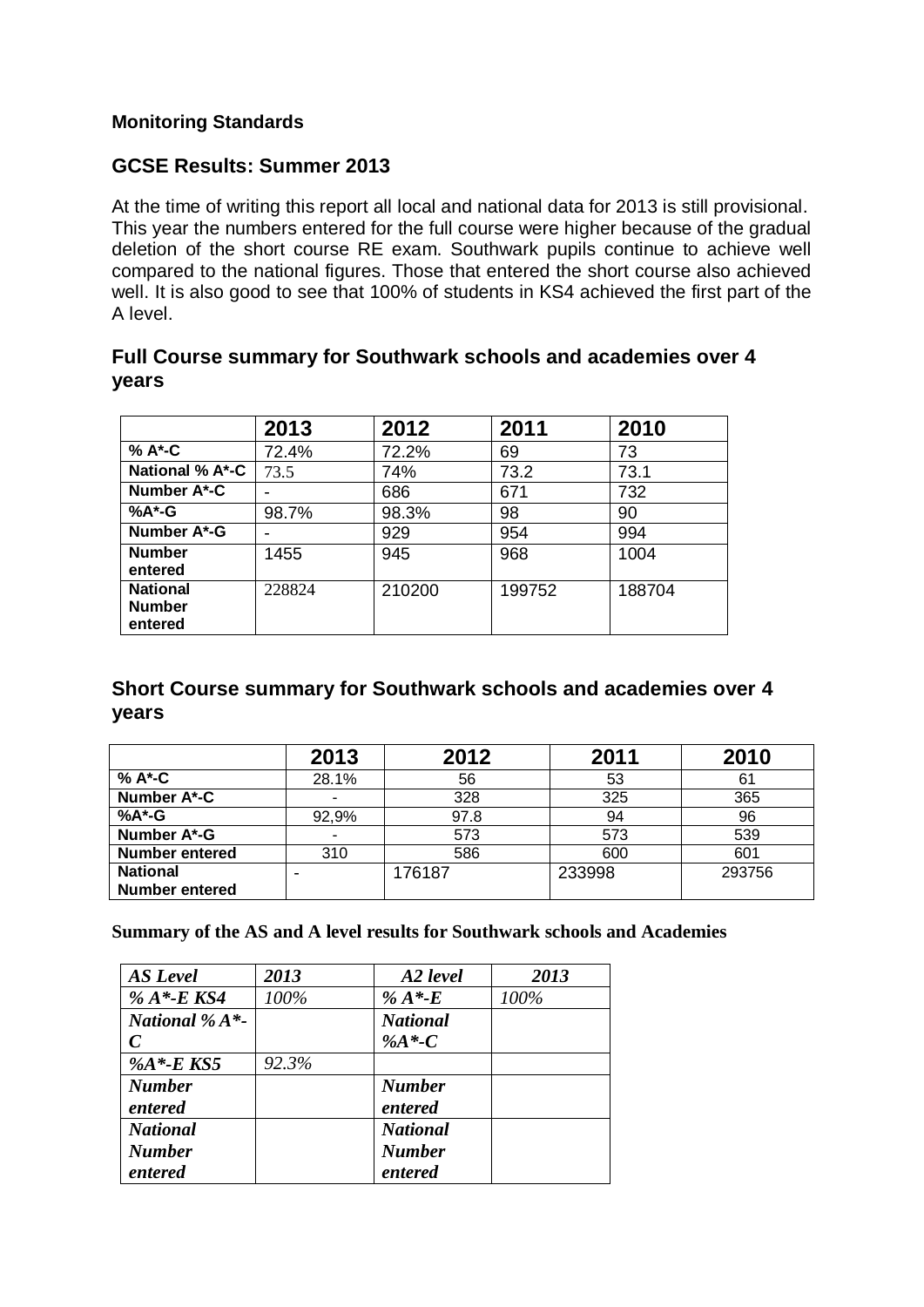**Monitoring Standards**

## GCSE Results: Summer 2013

At the time of writing this report all local and national data for 2013 is still provisional. This year the numbers entered for the full course were higher because of the gradual deletion of the short course RE exam. Southwark pupils continue to achieve well compared to the national figures. Those that entered the short course also achieved well. It is also good to see that 100% of students in KS4 achieved the first part of the A level.

## Full Course summary for Southwark schools and academies over 4 years

| | 2013 | 2012 | 2011 | 2010 |
|---|---|---|---|---|
| **% A*-C** | 72.4% | 72.2% | 69 | 73 |
| **National % A*-C** | 73.5 | 74% | 73.2 | 73.1 |
| **Number A*-C** | - | 686 | 671 | 732 |
| **%A*-G** | 98.7% | 98.3% | 98 | 90 |
| **Number A*-G** | - | 929 | 954 | 994 |
| **Number entered** | 1455 | 945 | 968 | 1004 |
| **National Number entered** | 228824 | 210200 | 199752 | 188704 |

## Short Course summary for Southwark schools and academies over 4 years

| | 2013 | 2012 | 2011 | 2010 |
|---|---|---|---|---|
| **% A*-C** | 28.1% | 56 | 53 | 61 |
| **Number A*-C** | - | 328 | 325 | 365 |
| **%A*-G** | 92,9% | 97.8 | 94 | 96 |
| **Number A*-G** | - | 573 | 573 | 539 |
| **Number entered** | 310 | 586 | 600 | 601 |
| **National Number entered** | - | 176187 | 233998 | 293756 |

**Summary of the AS and A level results for Southwark schools and Academies**

| ***AS Level*** | ***2013*** | ***A2 level*** | ***2013*** |
|---|---|---|---|
| ***% A*-E KS4*** | *100%* | ***% A*-E*** | *100%* |
| ***National % A*-C*** | | ***National %A*-C*** | |
| ***%A*-E KS5*** | *92.3%* | | |
| ***Number entered*** | | ***Number entered*** | |
| ***National Number entered*** | | ***National Number entered*** | |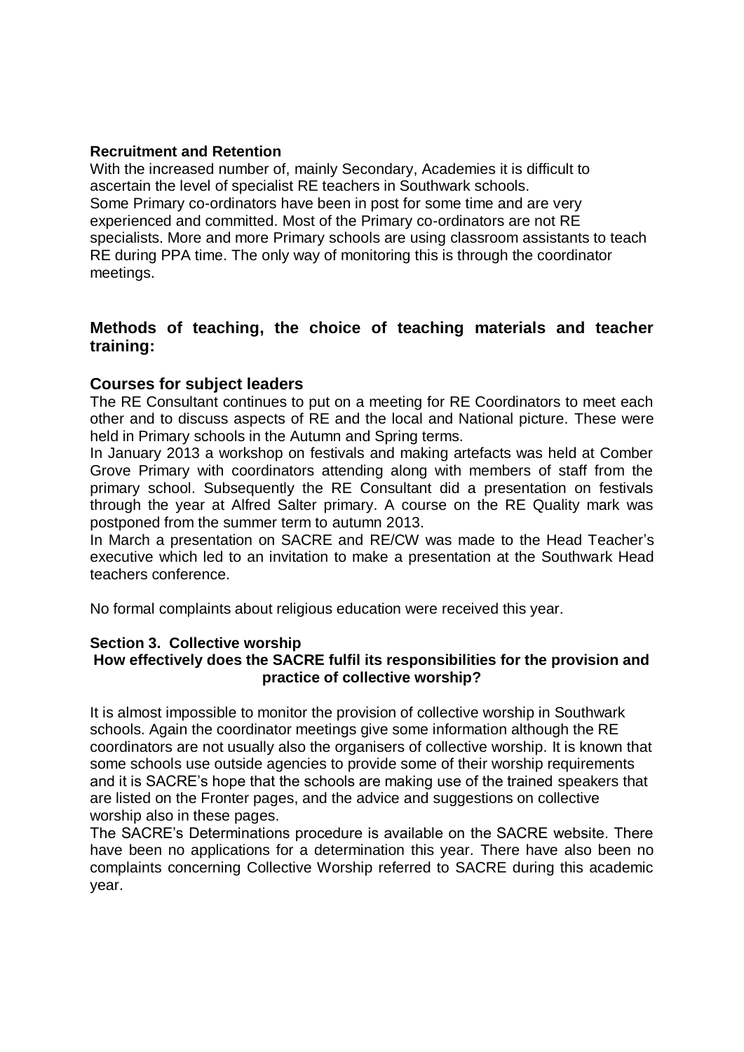**Recruitment and Retention**

With the increased number of, mainly Secondary, Academies it is difficult to ascertain the level of specialist RE teachers in Southwark schools.
Some Primary co-ordinators have been in post for some time and are very experienced and committed. Most of the Primary co-ordinators are not RE specialists. More and more Primary schools are using classroom assistants to teach RE during PPA time. The only way of monitoring this is through the coordinator meetings.

## Methods of teaching, the choice of teaching materials and teacher training:

### Courses for subject leaders

The RE Consultant continues to put on a meeting for RE Coordinators to meet each other and to discuss aspects of RE and the local and National picture. These were held in Primary schools in the Autumn and Spring terms.
In January 2013 a workshop on festivals and making artefacts was held at Comber Grove Primary with coordinators attending along with members of staff from the primary school. Subsequently the RE Consultant did a presentation on festivals through the year at Alfred Salter primary. A course on the RE Quality mark was postponed from the summer term to autumn 2013.
In March a presentation on SACRE and RE/CW was made to the Head Teacher's executive which led to an invitation to make a presentation at the Southwark Head teachers conference.

No formal complaints about religious education were received this year.

**Section 3. Collective worship**

**How effectively does the SACRE fulfil its responsibilities for the provision and practice of collective worship?**

It is almost impossible to monitor the provision of collective worship in Southwark schools. Again the coordinator meetings give some information although the RE coordinators are not usually also the organisers of collective worship. It is known that some schools use outside agencies to provide some of their worship requirements and it is SACRE's hope that the schools are making use of the trained speakers that are listed on the Fronter pages, and the advice and suggestions on collective worship also in these pages.
The SACRE's Determinations procedure is available on the SACRE website. There have been no applications for a determination this year. There have also been no complaints concerning Collective Worship referred to SACRE during this academic year.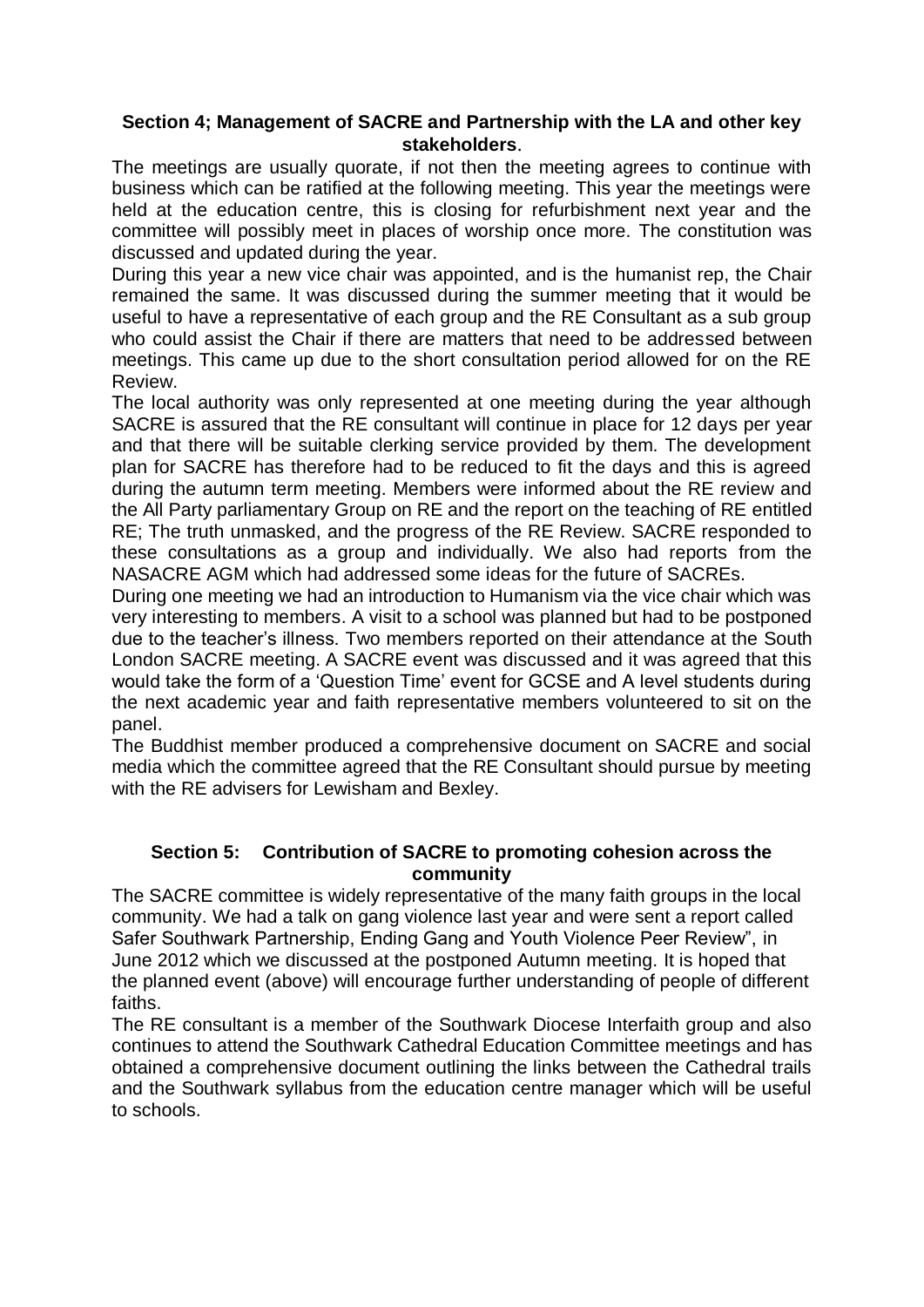## Section 4; Management of SACRE and Partnership with the LA and other key stakeholders.

The meetings are usually quorate, if not then the meeting agrees to continue with business which can be ratified at the following meeting. This year the meetings were held at the education centre, this is closing for refurbishment next year and the committee will possibly meet in places of worship once more. The constitution was discussed and updated during the year.

During this year a new vice chair was appointed, and is the humanist rep, the Chair remained the same. It was discussed during the summer meeting that it would be useful to have a representative of each group and the RE Consultant as a sub group who could assist the Chair if there are matters that need to be addressed between meetings. This came up due to the short consultation period allowed for on the RE Review.

The local authority was only represented at one meeting during the year although SACRE is assured that the RE consultant will continue in place for 12 days per year and that there will be suitable clerking service provided by them. The development plan for SACRE has therefore had to be reduced to fit the days and this is agreed during the autumn term meeting. Members were informed about the RE review and the All Party parliamentary Group on RE and the report on the teaching of RE entitled RE; The truth unmasked, and the progress of the RE Review. SACRE responded to these consultations as a group and individually. We also had reports from the NASACRE AGM which had addressed some ideas for the future of SACREs.

During one meeting we had an introduction to Humanism via the vice chair which was very interesting to members. A visit to a school was planned but had to be postponed due to the teacher's illness. Two members reported on their attendance at the South London SACRE meeting. A SACRE event was discussed and it was agreed that this would take the form of a 'Question Time' event for GCSE and A level students during the next academic year and faith representative members volunteered to sit on the panel.

The Buddhist member produced a comprehensive document on SACRE and social media which the committee agreed that the RE Consultant should pursue by meeting with the RE advisers for Lewisham and Bexley.

## Section 5: Contribution of SACRE to promoting cohesion across the community

The SACRE committee is widely representative of the many faith groups in the local community. We had a talk on gang violence last year and were sent a report called Safer Southwark Partnership, Ending Gang and Youth Violence Peer Review", in June 2012 which we discussed at the postponed Autumn meeting. It is hoped that the planned event (above) will encourage further understanding of people of different faiths.

The RE consultant is a member of the Southwark Diocese Interfaith group and also continues to attend the Southwark Cathedral Education Committee meetings and has obtained a comprehensive document outlining the links between the Cathedral trails and the Southwark syllabus from the education centre manager which will be useful to schools.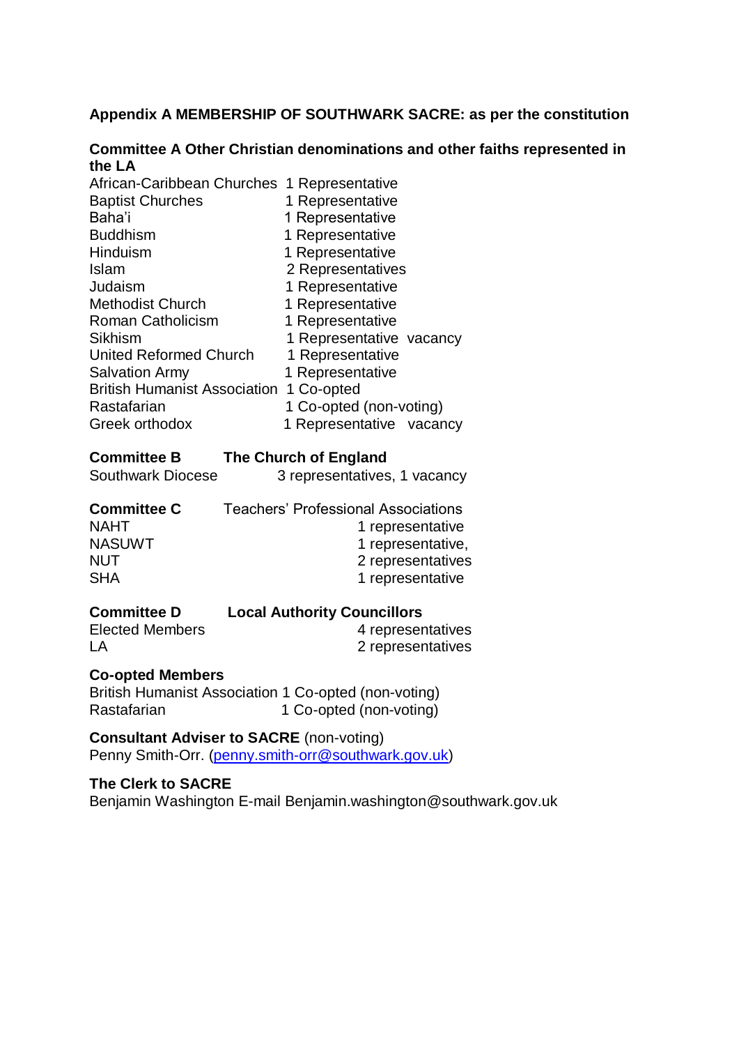**Appendix A MEMBERSHIP OF SOUTHWARK SACRE: as per the constitution**

**Committee A Other Christian denominations and other faiths represented in the LA**

| | | |
|---|---|---|
| African-Caribbean Churches | 1 Representative | |
| Baptist Churches | 1 Representative | |
| Baha'i | 1 Representative | |
| Buddhism | 1 Representative | |
| Hinduism | 1 Representative | |
| Islam | 2 Representatives | |
| Judaism | 1 Representative | |
| Methodist Church | 1 Representative | |
| Roman Catholicism | 1 Representative | |
| Sikhism | 1 Representative | vacancy |
| United Reformed Church | 1 Representative | |
| Salvation Army | 1 Representative | |
| British Humanist Association | 1 Co-opted | |
| Rastafarian | 1 Co-opted (non-voting) | |
| Greek orthodox | 1 Representative | vacancy |

**Committee B The Church of England**

Southwark Diocese 3 representatives, 1 vacancy

**Committee C** Teachers' Professional Associations

| | |
|---|---|
| NAHT | 1 representative |
| NASUWT | 1 representative, |
| NUT | 2 representatives |
| SHA | 1 representative |

**Committee D Local Authority Councillors**

| | |
|---|---|
| Elected Members | 4 representatives |
| LA | 2 representatives |

**Co-opted Members**

| | |
|---|---|
| British Humanist Association | 1 Co-opted (non-voting) |
| Rastafarian | 1 Co-opted (non-voting) |

**Consultant Adviser to SACRE** (non-voting)
Penny Smith-Orr. (penny.smith-orr@southwark.gov.uk)

**The Clerk to SACRE**
Benjamin Washington E-mail Benjamin.washington@southwark.gov.uk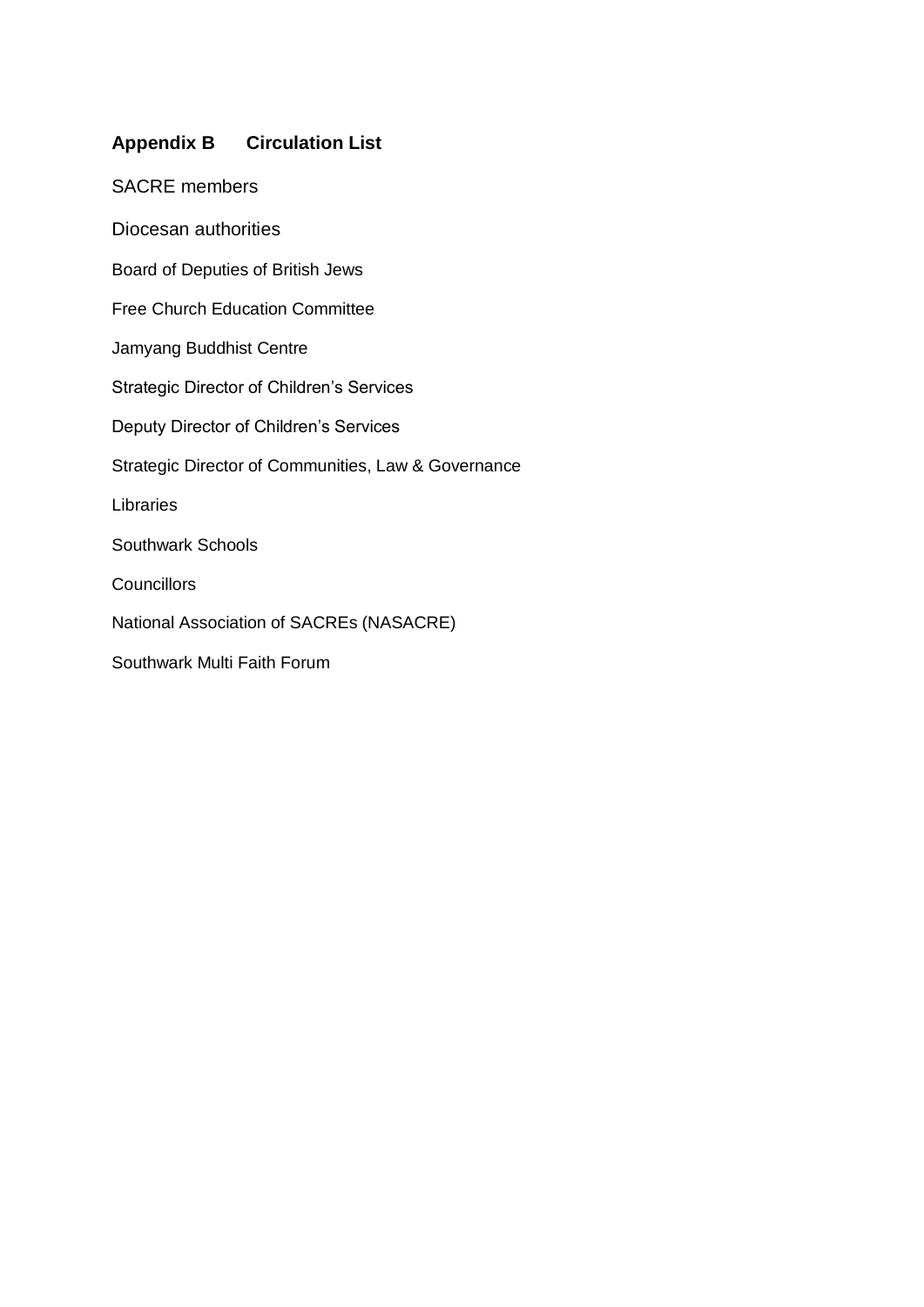## Appendix B Circulation List

SACRE members

Diocesan authorities

Board of Deputies of British Jews

Free Church Education Committee

Jamyang Buddhist Centre

Strategic Director of Children's Services

Deputy Director of Children's Services

Strategic Director of Communities, Law & Governance

Libraries

Southwark Schools

Councillors

National Association of SACREs (NASACRE)

Southwark Multi Faith Forum